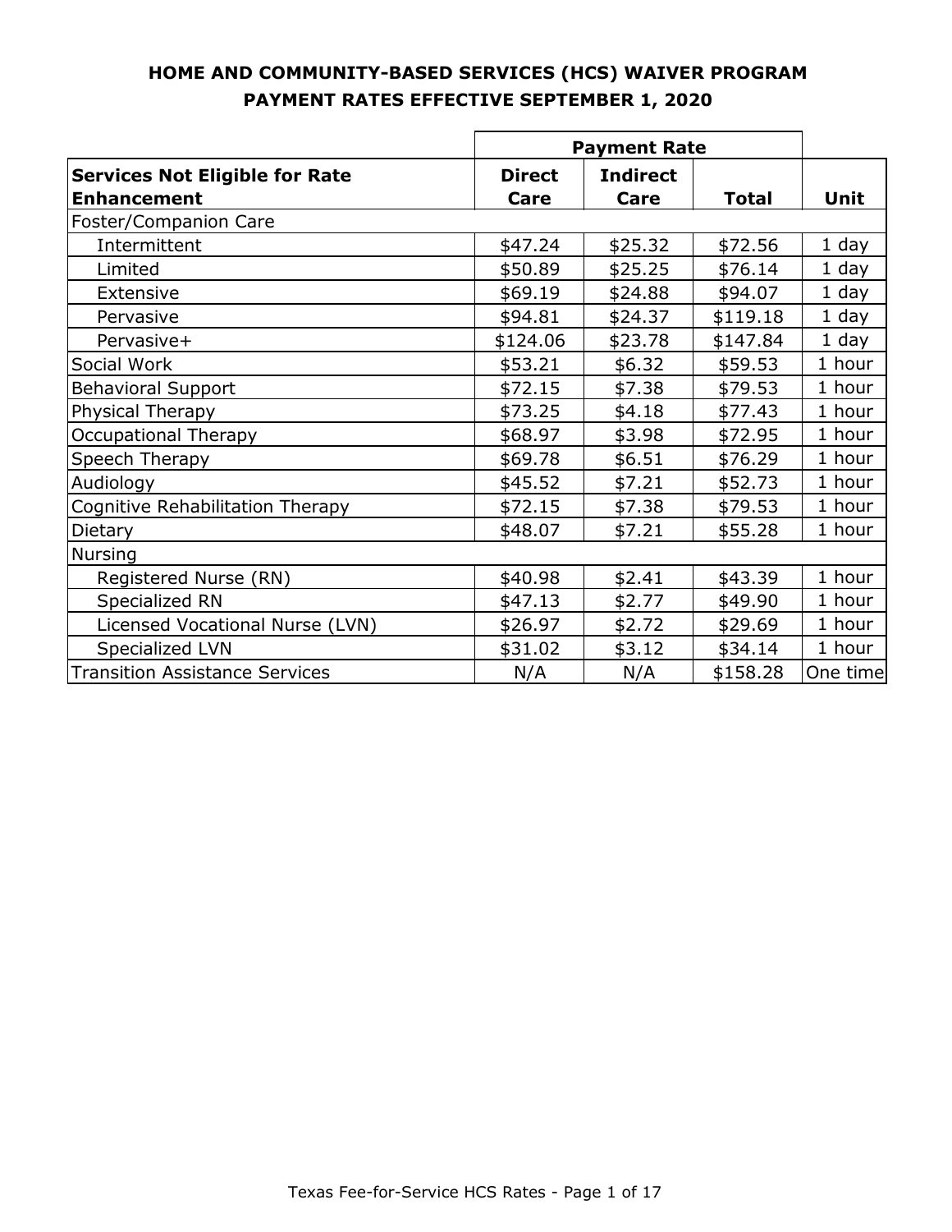**HOME AND COMMUNITY-BASED SERVICES (HCS) WAIVER PROGRAM**
**PAYMENT RATES EFFECTIVE SEPTEMBER 1, 2020**

| | Payment Rate | | | |
|---|---|---|---|---|
| **Services Not Eligible for Rate Enhancement** | **Direct Care** | **Indirect Care** | **Total** | **Unit** |
| Foster/Companion Care | | | | |
| Intermittent | \$47.24 | \$25.32 | \$72.56 | 1 day |
| Limited | \$50.89 | \$25.25 | \$76.14 | 1 day |
| Extensive | \$69.19 | \$24.88 | \$94.07 | 1 day |
| Pervasive | \$94.81 | \$24.37 | \$119.18 | 1 day |
| Pervasive+ | \$124.06 | \$23.78 | \$147.84 | 1 day |
| Social Work | \$53.21 | \$6.32 | \$59.53 | 1 hour |
| Behavioral Support | \$72.15 | \$7.38 | \$79.53 | 1 hour |
| Physical Therapy | \$73.25 | \$4.18 | \$77.43 | 1 hour |
| Occupational Therapy | \$68.97 | \$3.98 | \$72.95 | 1 hour |
| Speech Therapy | \$69.78 | \$6.51 | \$76.29 | 1 hour |
| Audiology | \$45.52 | \$7.21 | \$52.73 | 1 hour |
| Cognitive Rehabilitation Therapy | \$72.15 | \$7.38 | \$79.53 | 1 hour |
| Dietary | \$48.07 | \$7.21 | \$55.28 | 1 hour |
| Nursing | | | | |
| Registered Nurse (RN) | \$40.98 | \$2.41 | \$43.39 | 1 hour |
| Specialized RN | \$47.13 | \$2.77 | \$49.90 | 1 hour |
| Licensed Vocational Nurse (LVN) | \$26.97 | \$2.72 | \$29.69 | 1 hour |
| Specialized LVN | \$31.02 | \$3.12 | \$34.14 | 1 hour |
| Transition Assistance Services | N/A | N/A | \$158.28 | One time |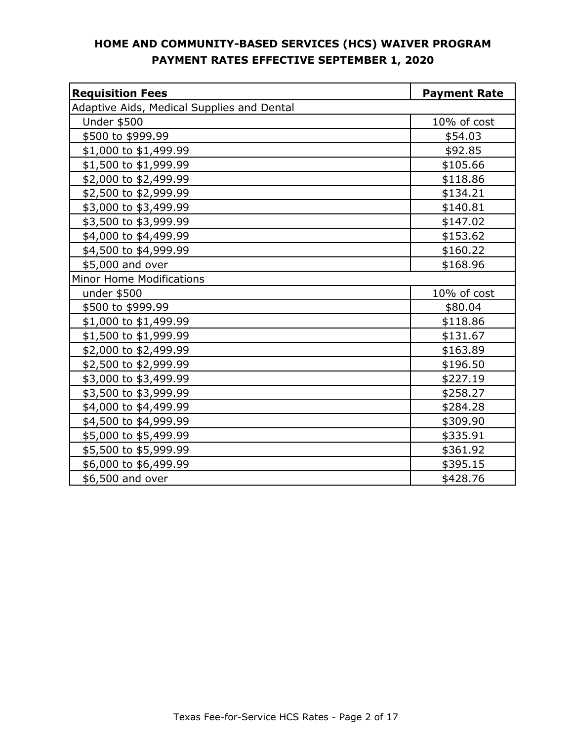**HOME AND COMMUNITY-BASED SERVICES (HCS) WAIVER PROGRAM**
**PAYMENT RATES EFFECTIVE SEPTEMBER 1, 2020**

| **Requisition Fees** | **Payment Rate** |
|---|---|
| Adaptive Aids, Medical Supplies and Dental | |
| Under $500 | 10% of cost |
| $500 to $999.99 | $54.03 |
| $1,000 to $1,499.99 | $92.85 |
| $1,500 to $1,999.99 | $105.66 |
| $2,000 to $2,499.99 | $118.86 |
| $2,500 to $2,999.99 | $134.21 |
| $3,000 to $3,499.99 | $140.81 |
| $3,500 to $3,999.99 | $147.02 |
| $4,000 to $4,499.99 | $153.62 |
| $4,500 to $4,999.99 | $160.22 |
| $5,000 and over | $168.96 |
| Minor Home Modifications | |
| under $500 | 10% of cost |
| $500 to $999.99 | $80.04 |
| $1,000 to $1,499.99 | $118.86 |
| $1,500 to $1,999.99 | $131.67 |
| $2,000 to $2,499.99 | $163.89 |
| $2,500 to $2,999.99 | $196.50 |
| $3,000 to $3,499.99 | $227.19 |
| $3,500 to $3,999.99 | $258.27 |
| $4,000 to $4,499.99 | $284.28 |
| $4,500 to $4,999.99 | $309.90 |
| $5,000 to $5,499.99 | $335.91 |
| $5,500 to $5,999.99 | $361.92 |
| $6,000 to $6,499.99 | $395.15 |
| $6,500 and over | $428.76 |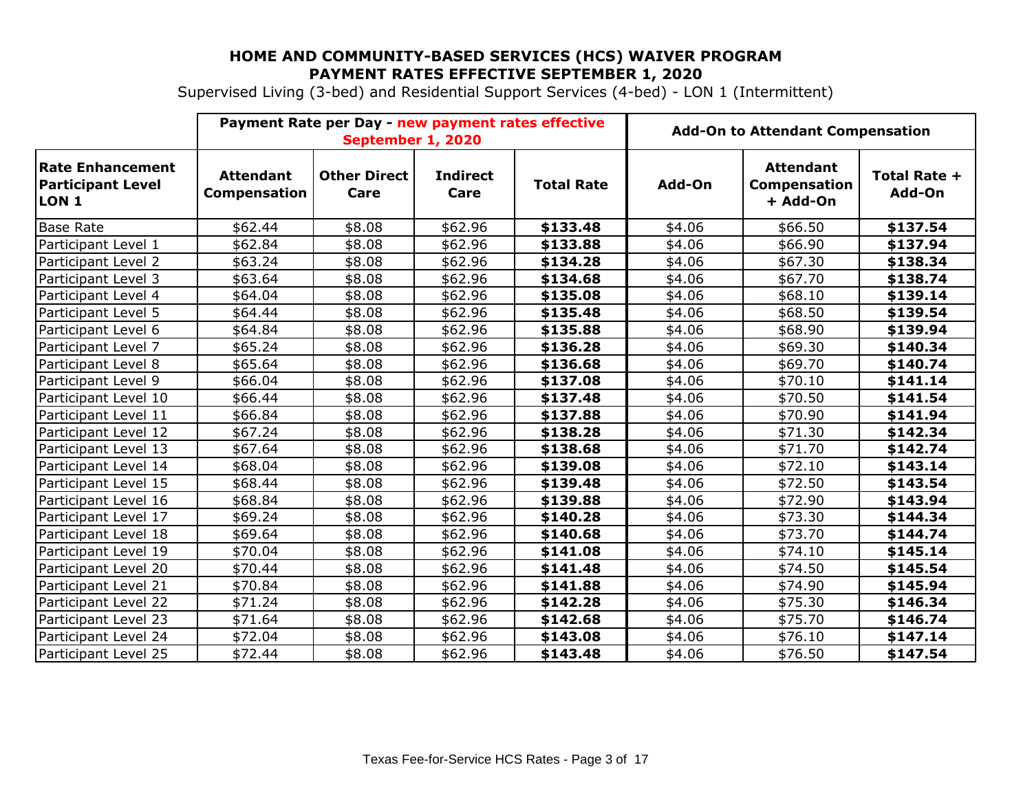**HOME AND COMMUNITY-BASED SERVICES (HCS) WAIVER PROGRAM**
**PAYMENT RATES EFFECTIVE SEPTEMBER 1, 2020**

Supervised Living (3-bed) and Residential Support Services (4-bed) - LON 1 (Intermittent)

| | Payment Rate per Day - new payment rates effective September 1, 2020 | | | | Add-On to Attendant Compensation | | |
|---|---|---|---|---|---|---|---|
| **Rate Enhancement Participant Level LON 1** | **Attendant Compensation** | **Other Direct Care** | **Indirect Care** | **Total Rate** | **Add-On** | **Attendant Compensation + Add-On** | **Total Rate + Add-On** |
| Base Rate | $62.44 | $8.08 | $62.96 | **$133.48** | $4.06 | $66.50 | **$137.54** |
| Participant Level 1 | $62.84 | $8.08 | $62.96 | **$133.88** | $4.06 | $66.90 | **$137.94** |
| Participant Level 2 | $63.24 | $8.08 | $62.96 | **$134.28** | $4.06 | $67.30 | **$138.34** |
| Participant Level 3 | $63.64 | $8.08 | $62.96 | **$134.68** | $4.06 | $67.70 | **$138.74** |
| Participant Level 4 | $64.04 | $8.08 | $62.96 | **$135.08** | $4.06 | $68.10 | **$139.14** |
| Participant Level 5 | $64.44 | $8.08 | $62.96 | **$135.48** | $4.06 | $68.50 | **$139.54** |
| Participant Level 6 | $64.84 | $8.08 | $62.96 | **$135.88** | $4.06 | $68.90 | **$139.94** |
| Participant Level 7 | $65.24 | $8.08 | $62.96 | **$136.28** | $4.06 | $69.30 | **$140.34** |
| Participant Level 8 | $65.64 | $8.08 | $62.96 | **$136.68** | $4.06 | $69.70 | **$140.74** |
| Participant Level 9 | $66.04 | $8.08 | $62.96 | **$137.08** | $4.06 | $70.10 | **$141.14** |
| Participant Level 10 | $66.44 | $8.08 | $62.96 | **$137.48** | $4.06 | $70.50 | **$141.54** |
| Participant Level 11 | $66.84 | $8.08 | $62.96 | **$137.88** | $4.06 | $70.90 | **$141.94** |
| Participant Level 12 | $67.24 | $8.08 | $62.96 | **$138.28** | $4.06 | $71.30 | **$142.34** |
| Participant Level 13 | $67.64 | $8.08 | $62.96 | **$138.68** | $4.06 | $71.70 | **$142.74** |
| Participant Level 14 | $68.04 | $8.08 | $62.96 | **$139.08** | $4.06 | $72.10 | **$143.14** |
| Participant Level 15 | $68.44 | $8.08 | $62.96 | **$139.48** | $4.06 | $72.50 | **$143.54** |
| Participant Level 16 | $68.84 | $8.08 | $62.96 | **$139.88** | $4.06 | $72.90 | **$143.94** |
| Participant Level 17 | $69.24 | $8.08 | $62.96 | **$140.28** | $4.06 | $73.30 | **$144.34** |
| Participant Level 18 | $69.64 | $8.08 | $62.96 | **$140.68** | $4.06 | $73.70 | **$144.74** |
| Participant Level 19 | $70.04 | $8.08 | $62.96 | **$141.08** | $4.06 | $74.10 | **$145.14** |
| Participant Level 20 | $70.44 | $8.08 | $62.96 | **$141.48** | $4.06 | $74.50 | **$145.54** |
| Participant Level 21 | $70.84 | $8.08 | $62.96 | **$141.88** | $4.06 | $74.90 | **$145.94** |
| Participant Level 22 | $71.24 | $8.08 | $62.96 | **$142.28** | $4.06 | $75.30 | **$146.34** |
| Participant Level 23 | $71.64 | $8.08 | $62.96 | **$142.68** | $4.06 | $75.70 | **$146.74** |
| Participant Level 24 | $72.04 | $8.08 | $62.96 | **$143.08** | $4.06 | $76.10 | **$147.14** |
| Participant Level 25 | $72.44 | $8.08 | $62.96 | **$143.48** | $4.06 | $76.50 | **$147.54** |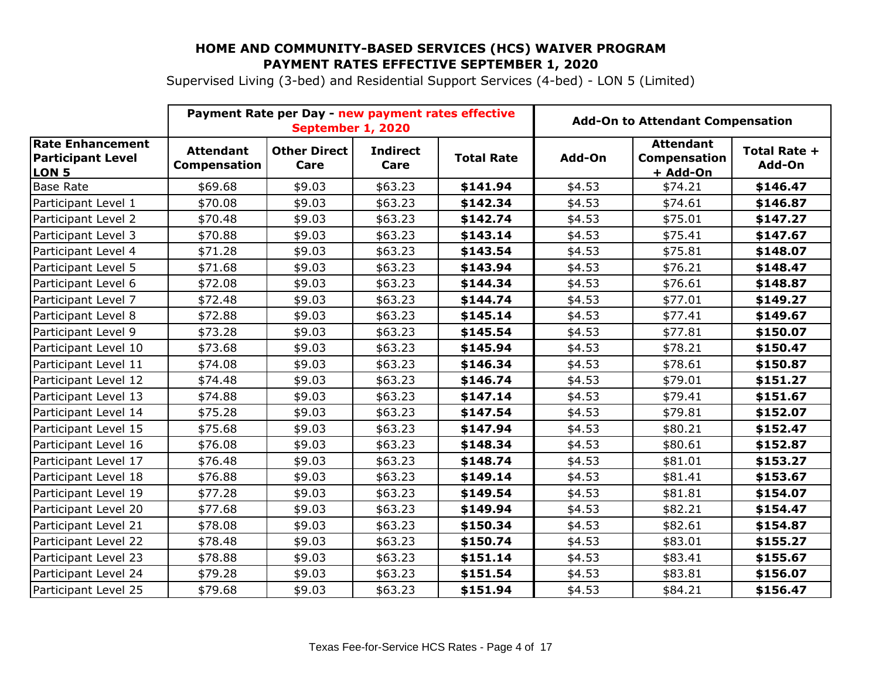# HOME AND COMMUNITY-BASED SERVICES (HCS) WAIVER PROGRAM
## PAYMENT RATES EFFECTIVE SEPTEMBER 1, 2020

Supervised Living (3-bed) and Residential Support Services (4-bed) - LON 5 (Limited)

| | Payment Rate per Day - new payment rates effective September 1, 2020 | | | | Add-On to Attendant Compensation | | |
|---|---|---|---|---|---|---|---|
| **Rate Enhancement Participant Level LON 5** | **Attendant Compensation** | **Other Direct Care** | **Indirect Care** | **Total Rate** | **Add-On** | **Attendant Compensation + Add-On** | **Total Rate + Add-On** |
| Base Rate | $69.68 | $9.03 | $63.23 | **$141.94** | $4.53 | $74.21 | **$146.47** |
| Participant Level 1 | $70.08 | $9.03 | $63.23 | **$142.34** | $4.53 | $74.61 | **$146.87** |
| Participant Level 2 | $70.48 | $9.03 | $63.23 | **$142.74** | $4.53 | $75.01 | **$147.27** |
| Participant Level 3 | $70.88 | $9.03 | $63.23 | **$143.14** | $4.53 | $75.41 | **$147.67** |
| Participant Level 4 | $71.28 | $9.03 | $63.23 | **$143.54** | $4.53 | $75.81 | **$148.07** |
| Participant Level 5 | $71.68 | $9.03 | $63.23 | **$143.94** | $4.53 | $76.21 | **$148.47** |
| Participant Level 6 | $72.08 | $9.03 | $63.23 | **$144.34** | $4.53 | $76.61 | **$148.87** |
| Participant Level 7 | $72.48 | $9.03 | $63.23 | **$144.74** | $4.53 | $77.01 | **$149.27** |
| Participant Level 8 | $72.88 | $9.03 | $63.23 | **$145.14** | $4.53 | $77.41 | **$149.67** |
| Participant Level 9 | $73.28 | $9.03 | $63.23 | **$145.54** | $4.53 | $77.81 | **$150.07** |
| Participant Level 10 | $73.68 | $9.03 | $63.23 | **$145.94** | $4.53 | $78.21 | **$150.47** |
| Participant Level 11 | $74.08 | $9.03 | $63.23 | **$146.34** | $4.53 | $78.61 | **$150.87** |
| Participant Level 12 | $74.48 | $9.03 | $63.23 | **$146.74** | $4.53 | $79.01 | **$151.27** |
| Participant Level 13 | $74.88 | $9.03 | $63.23 | **$147.14** | $4.53 | $79.41 | **$151.67** |
| Participant Level 14 | $75.28 | $9.03 | $63.23 | **$147.54** | $4.53 | $79.81 | **$152.07** |
| Participant Level 15 | $75.68 | $9.03 | $63.23 | **$147.94** | $4.53 | $80.21 | **$152.47** |
| Participant Level 16 | $76.08 | $9.03 | $63.23 | **$148.34** | $4.53 | $80.61 | **$152.87** |
| Participant Level 17 | $76.48 | $9.03 | $63.23 | **$148.74** | $4.53 | $81.01 | **$153.27** |
| Participant Level 18 | $76.88 | $9.03 | $63.23 | **$149.14** | $4.53 | $81.41 | **$153.67** |
| Participant Level 19 | $77.28 | $9.03 | $63.23 | **$149.54** | $4.53 | $81.81 | **$154.07** |
| Participant Level 20 | $77.68 | $9.03 | $63.23 | **$149.94** | $4.53 | $82.21 | **$154.47** |
| Participant Level 21 | $78.08 | $9.03 | $63.23 | **$150.34** | $4.53 | $82.61 | **$154.87** |
| Participant Level 22 | $78.48 | $9.03 | $63.23 | **$150.74** | $4.53 | $83.01 | **$155.27** |
| Participant Level 23 | $78.88 | $9.03 | $63.23 | **$151.14** | $4.53 | $83.41 | **$155.67** |
| Participant Level 24 | $79.28 | $9.03 | $63.23 | **$151.54** | $4.53 | $83.81 | **$156.07** |
| Participant Level 25 | $79.68 | $9.03 | $63.23 | **$151.94** | $4.53 | $84.21 | **$156.47** |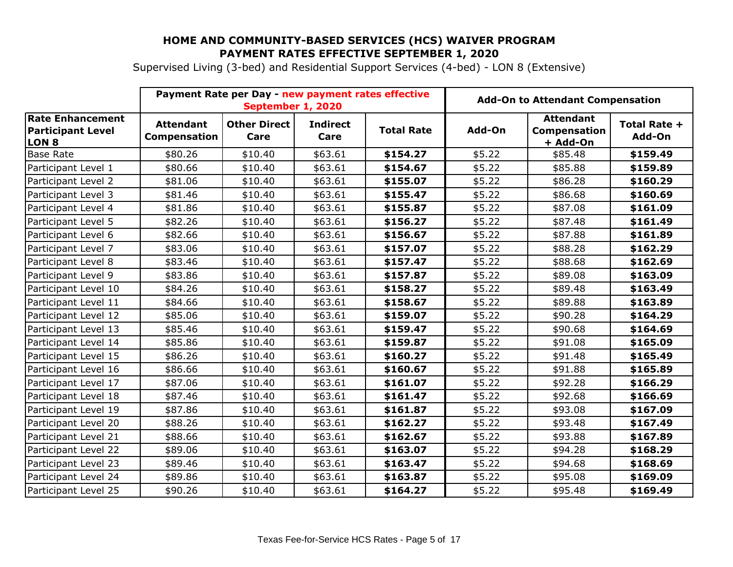**HOME AND COMMUNITY-BASED SERVICES (HCS) WAIVER PROGRAM**
**PAYMENT RATES EFFECTIVE SEPTEMBER 1, 2020**

Supervised Living (3-bed) and Residential Support Services (4-bed) - LON 8 (Extensive)

| | Payment Rate per Day - new payment rates effective September 1, 2020 | | | | Add-On to Attendant Compensation | | |
|---|---|---|---|---|---|---|---|
| **Rate Enhancement Participant Level LON 8** | **Attendant Compensation** | **Other Direct Care** | **Indirect Care** | **Total Rate** | **Add-On** | **Attendant Compensation + Add-On** | **Total Rate + Add-On** |
| Base Rate | $80.26 | $10.40 | $63.61 | **$154.27** | $5.22 | $85.48 | **$159.49** |
| Participant Level 1 | $80.66 | $10.40 | $63.61 | **$154.67** | $5.22 | $85.88 | **$159.89** |
| Participant Level 2 | $81.06 | $10.40 | $63.61 | **$155.07** | $5.22 | $86.28 | **$160.29** |
| Participant Level 3 | $81.46 | $10.40 | $63.61 | **$155.47** | $5.22 | $86.68 | **$160.69** |
| Participant Level 4 | $81.86 | $10.40 | $63.61 | **$155.87** | $5.22 | $87.08 | **$161.09** |
| Participant Level 5 | $82.26 | $10.40 | $63.61 | **$156.27** | $5.22 | $87.48 | **$161.49** |
| Participant Level 6 | $82.66 | $10.40 | $63.61 | **$156.67** | $5.22 | $87.88 | **$161.89** |
| Participant Level 7 | $83.06 | $10.40 | $63.61 | **$157.07** | $5.22 | $88.28 | **$162.29** |
| Participant Level 8 | $83.46 | $10.40 | $63.61 | **$157.47** | $5.22 | $88.68 | **$162.69** |
| Participant Level 9 | $83.86 | $10.40 | $63.61 | **$157.87** | $5.22 | $89.08 | **$163.09** |
| Participant Level 10 | $84.26 | $10.40 | $63.61 | **$158.27** | $5.22 | $89.48 | **$163.49** |
| Participant Level 11 | $84.66 | $10.40 | $63.61 | **$158.67** | $5.22 | $89.88 | **$163.89** |
| Participant Level 12 | $85.06 | $10.40 | $63.61 | **$159.07** | $5.22 | $90.28 | **$164.29** |
| Participant Level 13 | $85.46 | $10.40 | $63.61 | **$159.47** | $5.22 | $90.68 | **$164.69** |
| Participant Level 14 | $85.86 | $10.40 | $63.61 | **$159.87** | $5.22 | $91.08 | **$165.09** |
| Participant Level 15 | $86.26 | $10.40 | $63.61 | **$160.27** | $5.22 | $91.48 | **$165.49** |
| Participant Level 16 | $86.66 | $10.40 | $63.61 | **$160.67** | $5.22 | $91.88 | **$165.89** |
| Participant Level 17 | $87.06 | $10.40 | $63.61 | **$161.07** | $5.22 | $92.28 | **$166.29** |
| Participant Level 18 | $87.46 | $10.40 | $63.61 | **$161.47** | $5.22 | $92.68 | **$166.69** |
| Participant Level 19 | $87.86 | $10.40 | $63.61 | **$161.87** | $5.22 | $93.08 | **$167.09** |
| Participant Level 20 | $88.26 | $10.40 | $63.61 | **$162.27** | $5.22 | $93.48 | **$167.49** |
| Participant Level 21 | $88.66 | $10.40 | $63.61 | **$162.67** | $5.22 | $93.88 | **$167.89** |
| Participant Level 22 | $89.06 | $10.40 | $63.61 | **$163.07** | $5.22 | $94.28 | **$168.29** |
| Participant Level 23 | $89.46 | $10.40 | $63.61 | **$163.47** | $5.22 | $94.68 | **$168.69** |
| Participant Level 24 | $89.86 | $10.40 | $63.61 | **$163.87** | $5.22 | $95.08 | **$169.09** |
| Participant Level 25 | $90.26 | $10.40 | $63.61 | **$164.27** | $5.22 | $95.48 | **$169.49** |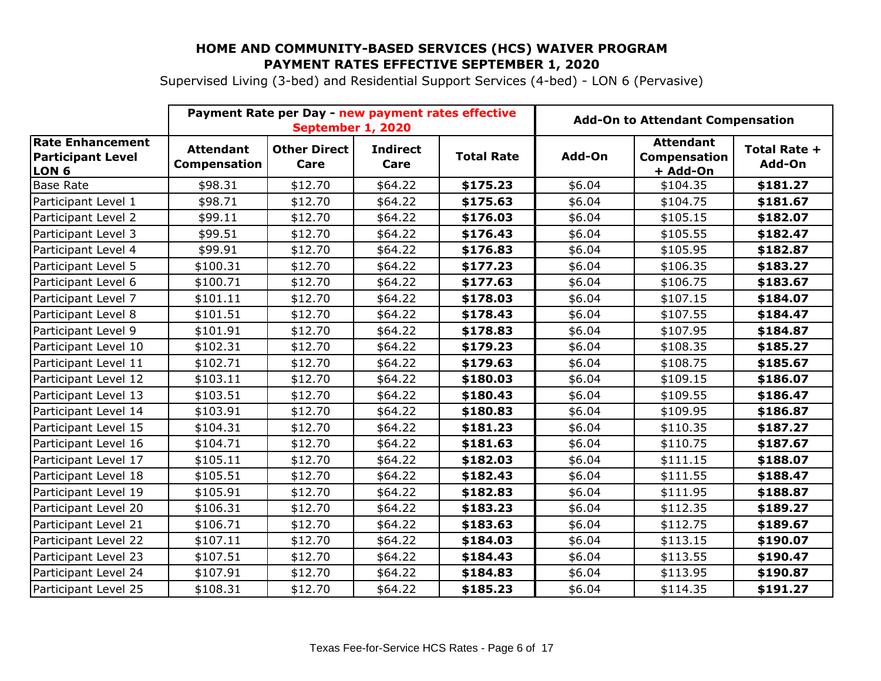# HOME AND COMMUNITY-BASED SERVICES (HCS) WAIVER PROGRAM
## PAYMENT RATES EFFECTIVE SEPTEMBER 1, 2020

Supervised Living (3-bed) and Residential Support Services (4-bed) - LON 6 (Pervasive)

| | Payment Rate per Day - new payment rates effective September 1, 2020 | | | | Add-On to Attendant Compensation | | |
|---|---|---|---|---|---|---|---|
| **Rate Enhancement Participant Level LON 6** | **Attendant Compensation** | **Other Direct Care** | **Indirect Care** | **Total Rate** | **Add-On** | **Attendant Compensation + Add-On** | **Total Rate + Add-On** |
| Base Rate | $98.31 | $12.70 | $64.22 | **$175.23** | $6.04 | $104.35 | **$181.27** |
| Participant Level 1 | $98.71 | $12.70 | $64.22 | **$175.63** | $6.04 | $104.75 | **$181.67** |
| Participant Level 2 | $99.11 | $12.70 | $64.22 | **$176.03** | $6.04 | $105.15 | **$182.07** |
| Participant Level 3 | $99.51 | $12.70 | $64.22 | **$176.43** | $6.04 | $105.55 | **$182.47** |
| Participant Level 4 | $99.91 | $12.70 | $64.22 | **$176.83** | $6.04 | $105.95 | **$182.87** |
| Participant Level 5 | $100.31 | $12.70 | $64.22 | **$177.23** | $6.04 | $106.35 | **$183.27** |
| Participant Level 6 | $100.71 | $12.70 | $64.22 | **$177.63** | $6.04 | $106.75 | **$183.67** |
| Participant Level 7 | $101.11 | $12.70 | $64.22 | **$178.03** | $6.04 | $107.15 | **$184.07** |
| Participant Level 8 | $101.51 | $12.70 | $64.22 | **$178.43** | $6.04 | $107.55 | **$184.47** |
| Participant Level 9 | $101.91 | $12.70 | $64.22 | **$178.83** | $6.04 | $107.95 | **$184.87** |
| Participant Level 10 | $102.31 | $12.70 | $64.22 | **$179.23** | $6.04 | $108.35 | **$185.27** |
| Participant Level 11 | $102.71 | $12.70 | $64.22 | **$179.63** | $6.04 | $108.75 | **$185.67** |
| Participant Level 12 | $103.11 | $12.70 | $64.22 | **$180.03** | $6.04 | $109.15 | **$186.07** |
| Participant Level 13 | $103.51 | $12.70 | $64.22 | **$180.43** | $6.04 | $109.55 | **$186.47** |
| Participant Level 14 | $103.91 | $12.70 | $64.22 | **$180.83** | $6.04 | $109.95 | **$186.87** |
| Participant Level 15 | $104.31 | $12.70 | $64.22 | **$181.23** | $6.04 | $110.35 | **$187.27** |
| Participant Level 16 | $104.71 | $12.70 | $64.22 | **$181.63** | $6.04 | $110.75 | **$187.67** |
| Participant Level 17 | $105.11 | $12.70 | $64.22 | **$182.03** | $6.04 | $111.15 | **$188.07** |
| Participant Level 18 | $105.51 | $12.70 | $64.22 | **$182.43** | $6.04 | $111.55 | **$188.47** |
| Participant Level 19 | $105.91 | $12.70 | $64.22 | **$182.83** | $6.04 | $111.95 | **$188.87** |
| Participant Level 20 | $106.31 | $12.70 | $64.22 | **$183.23** | $6.04 | $112.35 | **$189.27** |
| Participant Level 21 | $106.71 | $12.70 | $64.22 | **$183.63** | $6.04 | $112.75 | **$189.67** |
| Participant Level 22 | $107.11 | $12.70 | $64.22 | **$184.03** | $6.04 | $113.15 | **$190.07** |
| Participant Level 23 | $107.51 | $12.70 | $64.22 | **$184.43** | $6.04 | $113.55 | **$190.47** |
| Participant Level 24 | $107.91 | $12.70 | $64.22 | **$184.83** | $6.04 | $113.95 | **$190.87** |
| Participant Level 25 | $108.31 | $12.70 | $64.22 | **$185.23** | $6.04 | $114.35 | **$191.27** |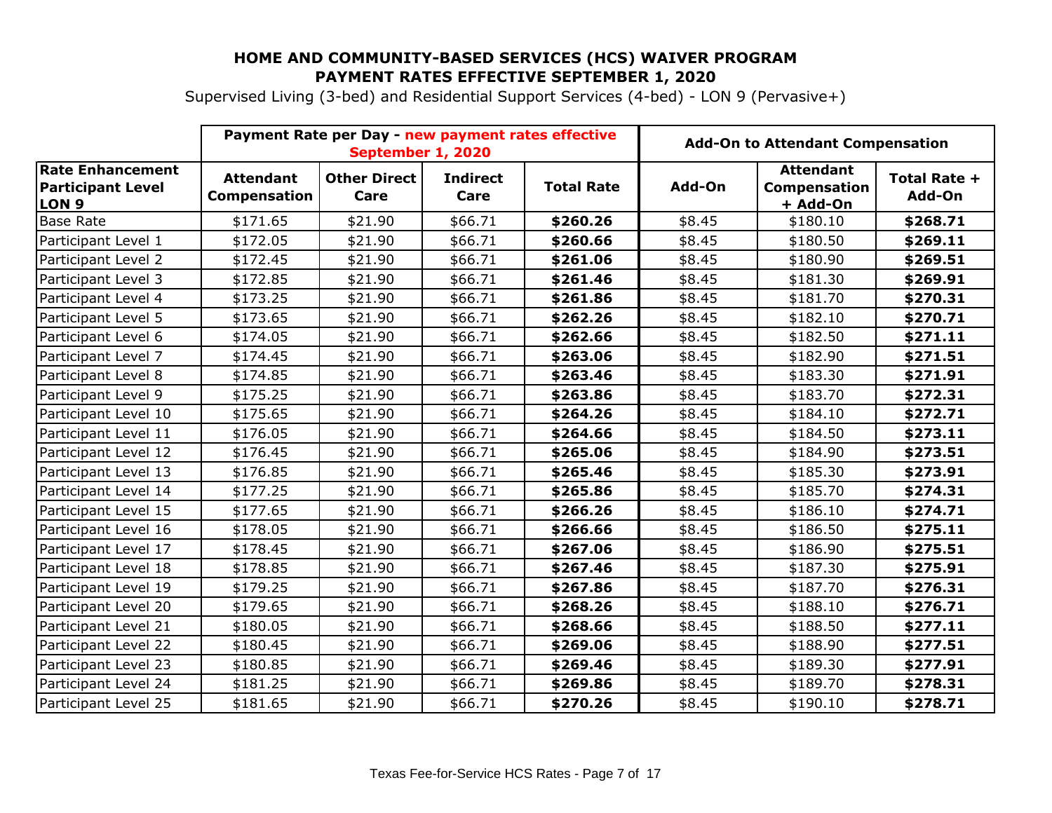## HOME AND COMMUNITY-BASED SERVICES (HCS) WAIVER PROGRAM
## PAYMENT RATES EFFECTIVE SEPTEMBER 1, 2020

Supervised Living (3-bed) and Residential Support Services (4-bed) - LON 9 (Pervasive+)

| | **Payment Rate per Day - new payment rates effective September 1, 2020** | | | | **Add-On to Attendant Compensation** | | |
|---|---|---|---|---|---|---|---|
| **Rate Enhancement Participant Level LON 9** | **Attendant Compensation** | **Other Direct Care** | **Indirect Care** | **Total Rate** | **Add-On** | **Attendant Compensation + Add-On** | **Total Rate + Add-On** |
| Base Rate | $171.65 | $21.90 | $66.71 | **$260.26** | $8.45 | $180.10 | **$268.71** |
| Participant Level 1 | $172.05 | $21.90 | $66.71 | **$260.66** | $8.45 | $180.50 | **$269.11** |
| Participant Level 2 | $172.45 | $21.90 | $66.71 | **$261.06** | $8.45 | $180.90 | **$269.51** |
| Participant Level 3 | $172.85 | $21.90 | $66.71 | **$261.46** | $8.45 | $181.30 | **$269.91** |
| Participant Level 4 | $173.25 | $21.90 | $66.71 | **$261.86** | $8.45 | $181.70 | **$270.31** |
| Participant Level 5 | $173.65 | $21.90 | $66.71 | **$262.26** | $8.45 | $182.10 | **$270.71** |
| Participant Level 6 | $174.05 | $21.90 | $66.71 | **$262.66** | $8.45 | $182.50 | **$271.11** |
| Participant Level 7 | $174.45 | $21.90 | $66.71 | **$263.06** | $8.45 | $182.90 | **$271.51** |
| Participant Level 8 | $174.85 | $21.90 | $66.71 | **$263.46** | $8.45 | $183.30 | **$271.91** |
| Participant Level 9 | $175.25 | $21.90 | $66.71 | **$263.86** | $8.45 | $183.70 | **$272.31** |
| Participant Level 10 | $175.65 | $21.90 | $66.71 | **$264.26** | $8.45 | $184.10 | **$272.71** |
| Participant Level 11 | $176.05 | $21.90 | $66.71 | **$264.66** | $8.45 | $184.50 | **$273.11** |
| Participant Level 12 | $176.45 | $21.90 | $66.71 | **$265.06** | $8.45 | $184.90 | **$273.51** |
| Participant Level 13 | $176.85 | $21.90 | $66.71 | **$265.46** | $8.45 | $185.30 | **$273.91** |
| Participant Level 14 | $177.25 | $21.90 | $66.71 | **$265.86** | $8.45 | $185.70 | **$274.31** |
| Participant Level 15 | $177.65 | $21.90 | $66.71 | **$266.26** | $8.45 | $186.10 | **$274.71** |
| Participant Level 16 | $178.05 | $21.90 | $66.71 | **$266.66** | $8.45 | $186.50 | **$275.11** |
| Participant Level 17 | $178.45 | $21.90 | $66.71 | **$267.06** | $8.45 | $186.90 | **$275.51** |
| Participant Level 18 | $178.85 | $21.90 | $66.71 | **$267.46** | $8.45 | $187.30 | **$275.91** |
| Participant Level 19 | $179.25 | $21.90 | $66.71 | **$267.86** | $8.45 | $187.70 | **$276.31** |
| Participant Level 20 | $179.65 | $21.90 | $66.71 | **$268.26** | $8.45 | $188.10 | **$276.71** |
| Participant Level 21 | $180.05 | $21.90 | $66.71 | **$268.66** | $8.45 | $188.50 | **$277.11** |
| Participant Level 22 | $180.45 | $21.90 | $66.71 | **$269.06** | $8.45 | $188.90 | **$277.51** |
| Participant Level 23 | $180.85 | $21.90 | $66.71 | **$269.46** | $8.45 | $189.30 | **$277.91** |
| Participant Level 24 | $181.25 | $21.90 | $66.71 | **$269.86** | $8.45 | $189.70 | **$278.31** |
| Participant Level 25 | $181.65 | $21.90 | $66.71 | **$270.26** | $8.45 | $190.10 | **$278.71** |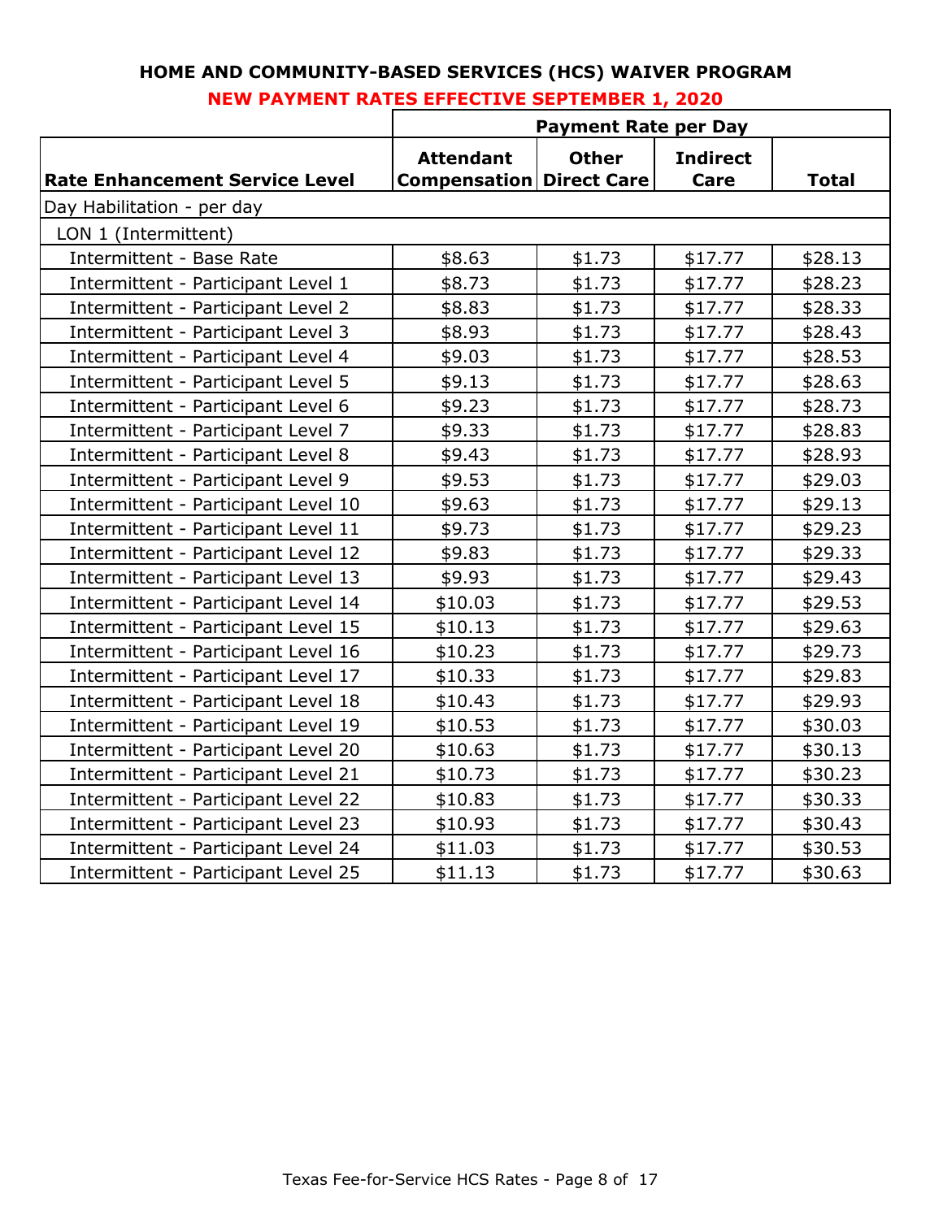## HOME AND COMMUNITY-BASED SERVICES (HCS) WAIVER PROGRAM

### NEW PAYMENT RATES EFFECTIVE SEPTEMBER 1, 2020

| | Payment Rate per Day | | | |
|---|---|---|---|---|
| **Rate Enhancement Service Level** | **Attendant Compensation** | **Other Direct Care** | **Indirect Care** | **Total** |
| Day Habilitation - per day | | | | |
| LON 1 (Intermittent) | | | | |
| Intermittent - Base Rate | $8.63 | $1.73 | $17.77 | $28.13 |
| Intermittent - Participant Level 1 | $8.73 | $1.73 | $17.77 | $28.23 |
| Intermittent - Participant Level 2 | $8.83 | $1.73 | $17.77 | $28.33 |
| Intermittent - Participant Level 3 | $8.93 | $1.73 | $17.77 | $28.43 |
| Intermittent - Participant Level 4 | $9.03 | $1.73 | $17.77 | $28.53 |
| Intermittent - Participant Level 5 | $9.13 | $1.73 | $17.77 | $28.63 |
| Intermittent - Participant Level 6 | $9.23 | $1.73 | $17.77 | $28.73 |
| Intermittent - Participant Level 7 | $9.33 | $1.73 | $17.77 | $28.83 |
| Intermittent - Participant Level 8 | $9.43 | $1.73 | $17.77 | $28.93 |
| Intermittent - Participant Level 9 | $9.53 | $1.73 | $17.77 | $29.03 |
| Intermittent - Participant Level 10 | $9.63 | $1.73 | $17.77 | $29.13 |
| Intermittent - Participant Level 11 | $9.73 | $1.73 | $17.77 | $29.23 |
| Intermittent - Participant Level 12 | $9.83 | $1.73 | $17.77 | $29.33 |
| Intermittent - Participant Level 13 | $9.93 | $1.73 | $17.77 | $29.43 |
| Intermittent - Participant Level 14 | $10.03 | $1.73 | $17.77 | $29.53 |
| Intermittent - Participant Level 15 | $10.13 | $1.73 | $17.77 | $29.63 |
| Intermittent - Participant Level 16 | $10.23 | $1.73 | $17.77 | $29.73 |
| Intermittent - Participant Level 17 | $10.33 | $1.73 | $17.77 | $29.83 |
| Intermittent - Participant Level 18 | $10.43 | $1.73 | $17.77 | $29.93 |
| Intermittent - Participant Level 19 | $10.53 | $1.73 | $17.77 | $30.03 |
| Intermittent - Participant Level 20 | $10.63 | $1.73 | $17.77 | $30.13 |
| Intermittent - Participant Level 21 | $10.73 | $1.73 | $17.77 | $30.23 |
| Intermittent - Participant Level 22 | $10.83 | $1.73 | $17.77 | $30.33 |
| Intermittent - Participant Level 23 | $10.93 | $1.73 | $17.77 | $30.43 |
| Intermittent - Participant Level 24 | $11.03 | $1.73 | $17.77 | $30.53 |
| Intermittent - Participant Level 25 | $11.13 | $1.73 | $17.77 | $30.63 |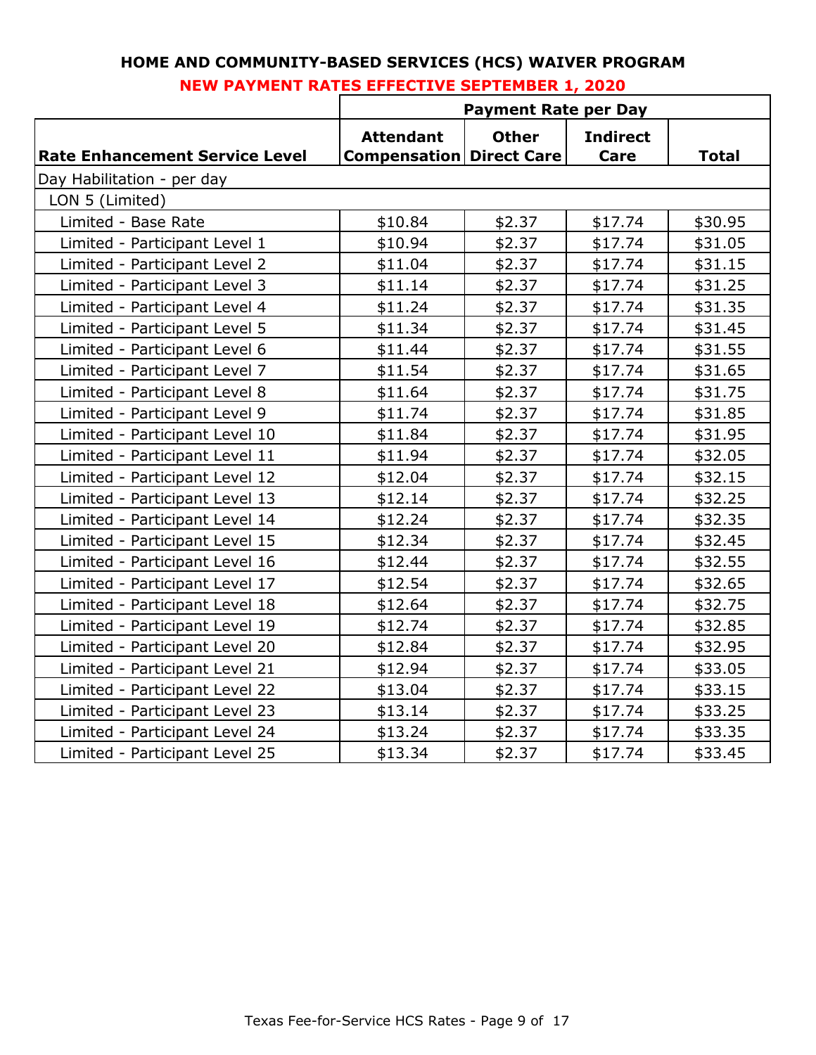## HOME AND COMMUNITY-BASED SERVICES (HCS) WAIVER PROGRAM

**NEW PAYMENT RATES EFFECTIVE SEPTEMBER 1, 2020**

| | Payment Rate per Day | | | |
|---|---|---|---|---|
| **Rate Enhancement Service Level** | **Attendant Compensation** | **Other Direct Care** | **Indirect Care** | **Total** |
| Day Habilitation - per day | | | | |
| LON 5 (Limited) | | | | |
| Limited - Base Rate | $10.84 | $2.37 | $17.74 | $30.95 |
| Limited - Participant Level 1 | $10.94 | $2.37 | $17.74 | $31.05 |
| Limited - Participant Level 2 | $11.04 | $2.37 | $17.74 | $31.15 |
| Limited - Participant Level 3 | $11.14 | $2.37 | $17.74 | $31.25 |
| Limited - Participant Level 4 | $11.24 | $2.37 | $17.74 | $31.35 |
| Limited - Participant Level 5 | $11.34 | $2.37 | $17.74 | $31.45 |
| Limited - Participant Level 6 | $11.44 | $2.37 | $17.74 | $31.55 |
| Limited - Participant Level 7 | $11.54 | $2.37 | $17.74 | $31.65 |
| Limited - Participant Level 8 | $11.64 | $2.37 | $17.74 | $31.75 |
| Limited - Participant Level 9 | $11.74 | $2.37 | $17.74 | $31.85 |
| Limited - Participant Level 10 | $11.84 | $2.37 | $17.74 | $31.95 |
| Limited - Participant Level 11 | $11.94 | $2.37 | $17.74 | $32.05 |
| Limited - Participant Level 12 | $12.04 | $2.37 | $17.74 | $32.15 |
| Limited - Participant Level 13 | $12.14 | $2.37 | $17.74 | $32.25 |
| Limited - Participant Level 14 | $12.24 | $2.37 | $17.74 | $32.35 |
| Limited - Participant Level 15 | $12.34 | $2.37 | $17.74 | $32.45 |
| Limited - Participant Level 16 | $12.44 | $2.37 | $17.74 | $32.55 |
| Limited - Participant Level 17 | $12.54 | $2.37 | $17.74 | $32.65 |
| Limited - Participant Level 18 | $12.64 | $2.37 | $17.74 | $32.75 |
| Limited - Participant Level 19 | $12.74 | $2.37 | $17.74 | $32.85 |
| Limited - Participant Level 20 | $12.84 | $2.37 | $17.74 | $32.95 |
| Limited - Participant Level 21 | $12.94 | $2.37 | $17.74 | $33.05 |
| Limited - Participant Level 22 | $13.04 | $2.37 | $17.74 | $33.15 |
| Limited - Participant Level 23 | $13.14 | $2.37 | $17.74 | $33.25 |
| Limited - Participant Level 24 | $13.24 | $2.37 | $17.74 | $33.35 |
| Limited - Participant Level 25 | $13.34 | $2.37 | $17.74 | $33.45 |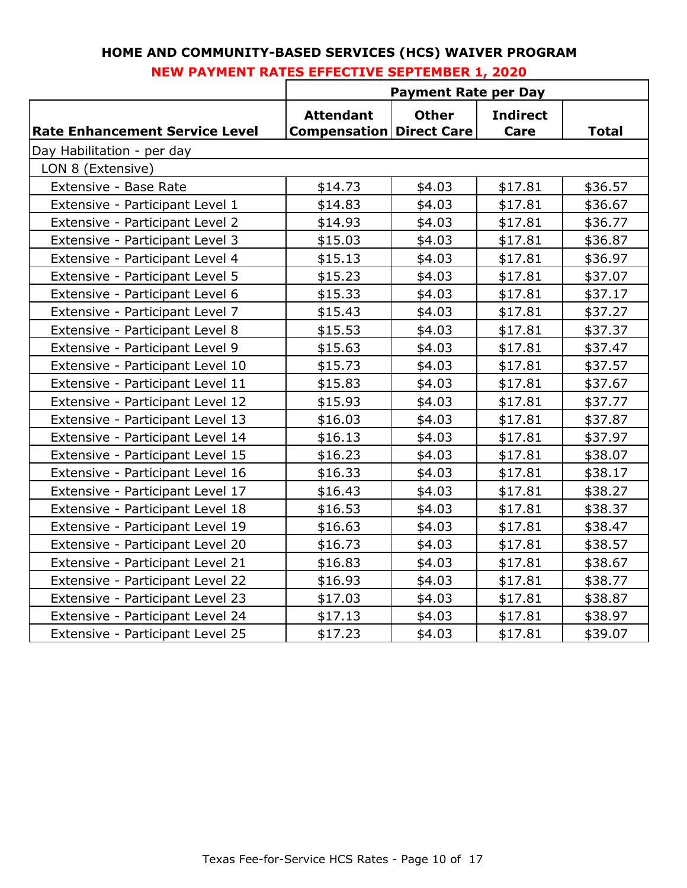## HOME AND COMMUNITY-BASED SERVICES (HCS) WAIVER PROGRAM

**NEW PAYMENT RATES EFFECTIVE SEPTEMBER 1, 2020**

| | Payment Rate per Day | | | |
|---|---|---|---|---|
| **Rate Enhancement Service Level** | **Attendant Compensation** | **Other Direct Care** | **Indirect Care** | **Total** |
| Day Habilitation - per day | | | | |
| LON 8 (Extensive) | | | | |
| Extensive - Base Rate | $14.73 | $4.03 | $17.81 | $36.57 |
| Extensive - Participant Level 1 | $14.83 | $4.03 | $17.81 | $36.67 |
| Extensive - Participant Level 2 | $14.93 | $4.03 | $17.81 | $36.77 |
| Extensive - Participant Level 3 | $15.03 | $4.03 | $17.81 | $36.87 |
| Extensive - Participant Level 4 | $15.13 | $4.03 | $17.81 | $36.97 |
| Extensive - Participant Level 5 | $15.23 | $4.03 | $17.81 | $37.07 |
| Extensive - Participant Level 6 | $15.33 | $4.03 | $17.81 | $37.17 |
| Extensive - Participant Level 7 | $15.43 | $4.03 | $17.81 | $37.27 |
| Extensive - Participant Level 8 | $15.53 | $4.03 | $17.81 | $37.37 |
| Extensive - Participant Level 9 | $15.63 | $4.03 | $17.81 | $37.47 |
| Extensive - Participant Level 10 | $15.73 | $4.03 | $17.81 | $37.57 |
| Extensive - Participant Level 11 | $15.83 | $4.03 | $17.81 | $37.67 |
| Extensive - Participant Level 12 | $15.93 | $4.03 | $17.81 | $37.77 |
| Extensive - Participant Level 13 | $16.03 | $4.03 | $17.81 | $37.87 |
| Extensive - Participant Level 14 | $16.13 | $4.03 | $17.81 | $37.97 |
| Extensive - Participant Level 15 | $16.23 | $4.03 | $17.81 | $38.07 |
| Extensive - Participant Level 16 | $16.33 | $4.03 | $17.81 | $38.17 |
| Extensive - Participant Level 17 | $16.43 | $4.03 | $17.81 | $38.27 |
| Extensive - Participant Level 18 | $16.53 | $4.03 | $17.81 | $38.37 |
| Extensive - Participant Level 19 | $16.63 | $4.03 | $17.81 | $38.47 |
| Extensive - Participant Level 20 | $16.73 | $4.03 | $17.81 | $38.57 |
| Extensive - Participant Level 21 | $16.83 | $4.03 | $17.81 | $38.67 |
| Extensive - Participant Level 22 | $16.93 | $4.03 | $17.81 | $38.77 |
| Extensive - Participant Level 23 | $17.03 | $4.03 | $17.81 | $38.87 |
| Extensive - Participant Level 24 | $17.13 | $4.03 | $17.81 | $38.97 |
| Extensive - Participant Level 25 | $17.23 | $4.03 | $17.81 | $39.07 |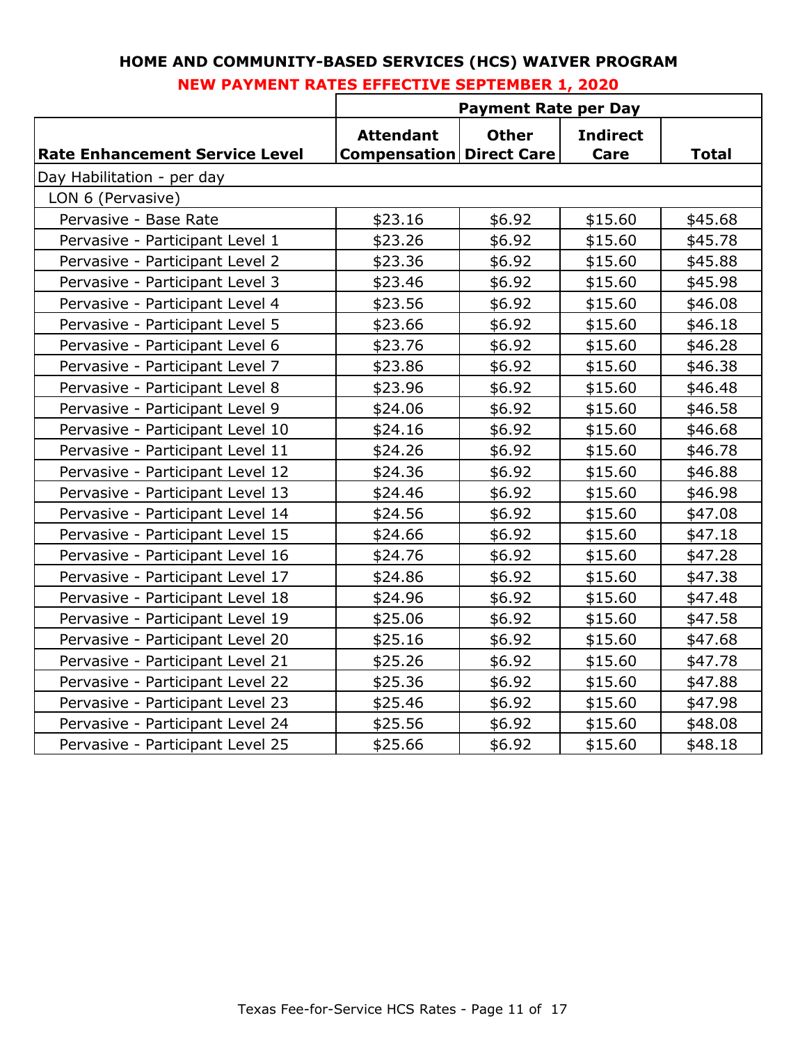## HOME AND COMMUNITY-BASED SERVICES (HCS) WAIVER PROGRAM

### NEW PAYMENT RATES EFFECTIVE SEPTEMBER 1, 2020

| | Payment Rate per Day | | | |
|---|---|---|---|---|
| **Rate Enhancement Service Level** | **Attendant Compensation** | **Other Direct Care** | **Indirect Care** | **Total** |
| Day Habilitation - per day | | | | |
| LON 6 (Pervasive) | | | | |
| Pervasive - Base Rate | $23.16 | $6.92 | $15.60 | $45.68 |
| Pervasive - Participant Level 1 | $23.26 | $6.92 | $15.60 | $45.78 |
| Pervasive - Participant Level 2 | $23.36 | $6.92 | $15.60 | $45.88 |
| Pervasive - Participant Level 3 | $23.46 | $6.92 | $15.60 | $45.98 |
| Pervasive - Participant Level 4 | $23.56 | $6.92 | $15.60 | $46.08 |
| Pervasive - Participant Level 5 | $23.66 | $6.92 | $15.60 | $46.18 |
| Pervasive - Participant Level 6 | $23.76 | $6.92 | $15.60 | $46.28 |
| Pervasive - Participant Level 7 | $23.86 | $6.92 | $15.60 | $46.38 |
| Pervasive - Participant Level 8 | $23.96 | $6.92 | $15.60 | $46.48 |
| Pervasive - Participant Level 9 | $24.06 | $6.92 | $15.60 | $46.58 |
| Pervasive - Participant Level 10 | $24.16 | $6.92 | $15.60 | $46.68 |
| Pervasive - Participant Level 11 | $24.26 | $6.92 | $15.60 | $46.78 |
| Pervasive - Participant Level 12 | $24.36 | $6.92 | $15.60 | $46.88 |
| Pervasive - Participant Level 13 | $24.46 | $6.92 | $15.60 | $46.98 |
| Pervasive - Participant Level 14 | $24.56 | $6.92 | $15.60 | $47.08 |
| Pervasive - Participant Level 15 | $24.66 | $6.92 | $15.60 | $47.18 |
| Pervasive - Participant Level 16 | $24.76 | $6.92 | $15.60 | $47.28 |
| Pervasive - Participant Level 17 | $24.86 | $6.92 | $15.60 | $47.38 |
| Pervasive - Participant Level 18 | $24.96 | $6.92 | $15.60 | $47.48 |
| Pervasive - Participant Level 19 | $25.06 | $6.92 | $15.60 | $47.58 |
| Pervasive - Participant Level 20 | $25.16 | $6.92 | $15.60 | $47.68 |
| Pervasive - Participant Level 21 | $25.26 | $6.92 | $15.60 | $47.78 |
| Pervasive - Participant Level 22 | $25.36 | $6.92 | $15.60 | $47.88 |
| Pervasive - Participant Level 23 | $25.46 | $6.92 | $15.60 | $47.98 |
| Pervasive - Participant Level 24 | $25.56 | $6.92 | $15.60 | $48.08 |
| Pervasive - Participant Level 25 | $25.66 | $6.92 | $15.60 | $48.18 |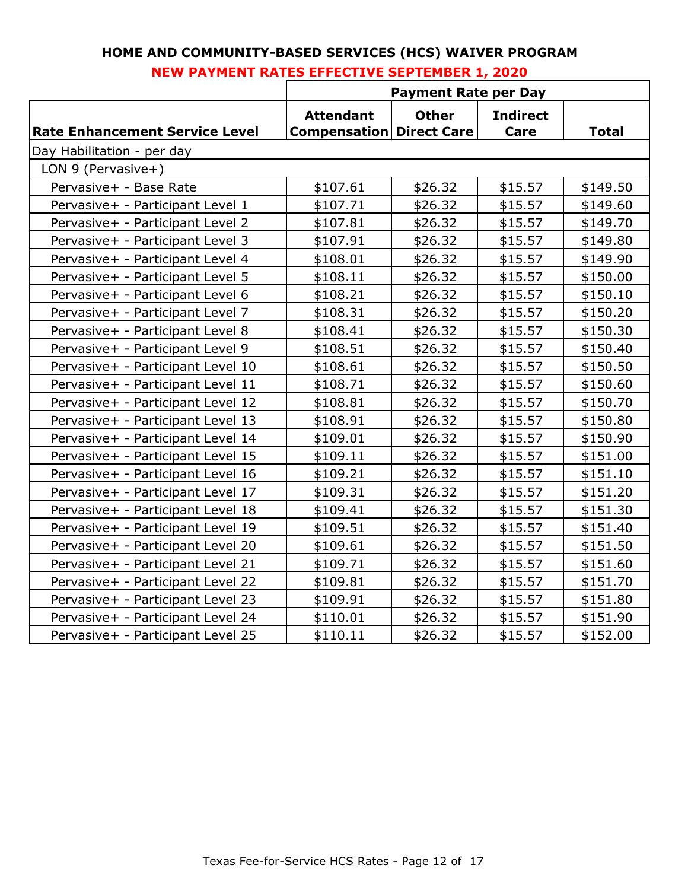## HOME AND COMMUNITY-BASED SERVICES (HCS) WAIVER PROGRAM

### NEW PAYMENT RATES EFFECTIVE SEPTEMBER 1, 2020

| Rate Enhancement Service Level | Payment Rate per Day | | | |
|---|---|---|---|---|
| | Attendant Compensation | Other Direct Care | Indirect Care | Total |
| Day Habilitation - per day | | | | |
| LON 9 (Pervasive+) | | | | |
| Pervasive+ - Base Rate | $107.61 | $26.32 | $15.57 | $149.50 |
| Pervasive+ - Participant Level 1 | $107.71 | $26.32 | $15.57 | $149.60 |
| Pervasive+ - Participant Level 2 | $107.81 | $26.32 | $15.57 | $149.70 |
| Pervasive+ - Participant Level 3 | $107.91 | $26.32 | $15.57 | $149.80 |
| Pervasive+ - Participant Level 4 | $108.01 | $26.32 | $15.57 | $149.90 |
| Pervasive+ - Participant Level 5 | $108.11 | $26.32 | $15.57 | $150.00 |
| Pervasive+ - Participant Level 6 | $108.21 | $26.32 | $15.57 | $150.10 |
| Pervasive+ - Participant Level 7 | $108.31 | $26.32 | $15.57 | $150.20 |
| Pervasive+ - Participant Level 8 | $108.41 | $26.32 | $15.57 | $150.30 |
| Pervasive+ - Participant Level 9 | $108.51 | $26.32 | $15.57 | $150.40 |
| Pervasive+ - Participant Level 10 | $108.61 | $26.32 | $15.57 | $150.50 |
| Pervasive+ - Participant Level 11 | $108.71 | $26.32 | $15.57 | $150.60 |
| Pervasive+ - Participant Level 12 | $108.81 | $26.32 | $15.57 | $150.70 |
| Pervasive+ - Participant Level 13 | $108.91 | $26.32 | $15.57 | $150.80 |
| Pervasive+ - Participant Level 14 | $109.01 | $26.32 | $15.57 | $150.90 |
| Pervasive+ - Participant Level 15 | $109.11 | $26.32 | $15.57 | $151.00 |
| Pervasive+ - Participant Level 16 | $109.21 | $26.32 | $15.57 | $151.10 |
| Pervasive+ - Participant Level 17 | $109.31 | $26.32 | $15.57 | $151.20 |
| Pervasive+ - Participant Level 18 | $109.41 | $26.32 | $15.57 | $151.30 |
| Pervasive+ - Participant Level 19 | $109.51 | $26.32 | $15.57 | $151.40 |
| Pervasive+ - Participant Level 20 | $109.61 | $26.32 | $15.57 | $151.50 |
| Pervasive+ - Participant Level 21 | $109.71 | $26.32 | $15.57 | $151.60 |
| Pervasive+ - Participant Level 22 | $109.81 | $26.32 | $15.57 | $151.70 |
| Pervasive+ - Participant Level 23 | $109.91 | $26.32 | $15.57 | $151.80 |
| Pervasive+ - Participant Level 24 | $110.01 | $26.32 | $15.57 | $151.90 |
| Pervasive+ - Participant Level 25 | $110.11 | $26.32 | $15.57 | $152.00 |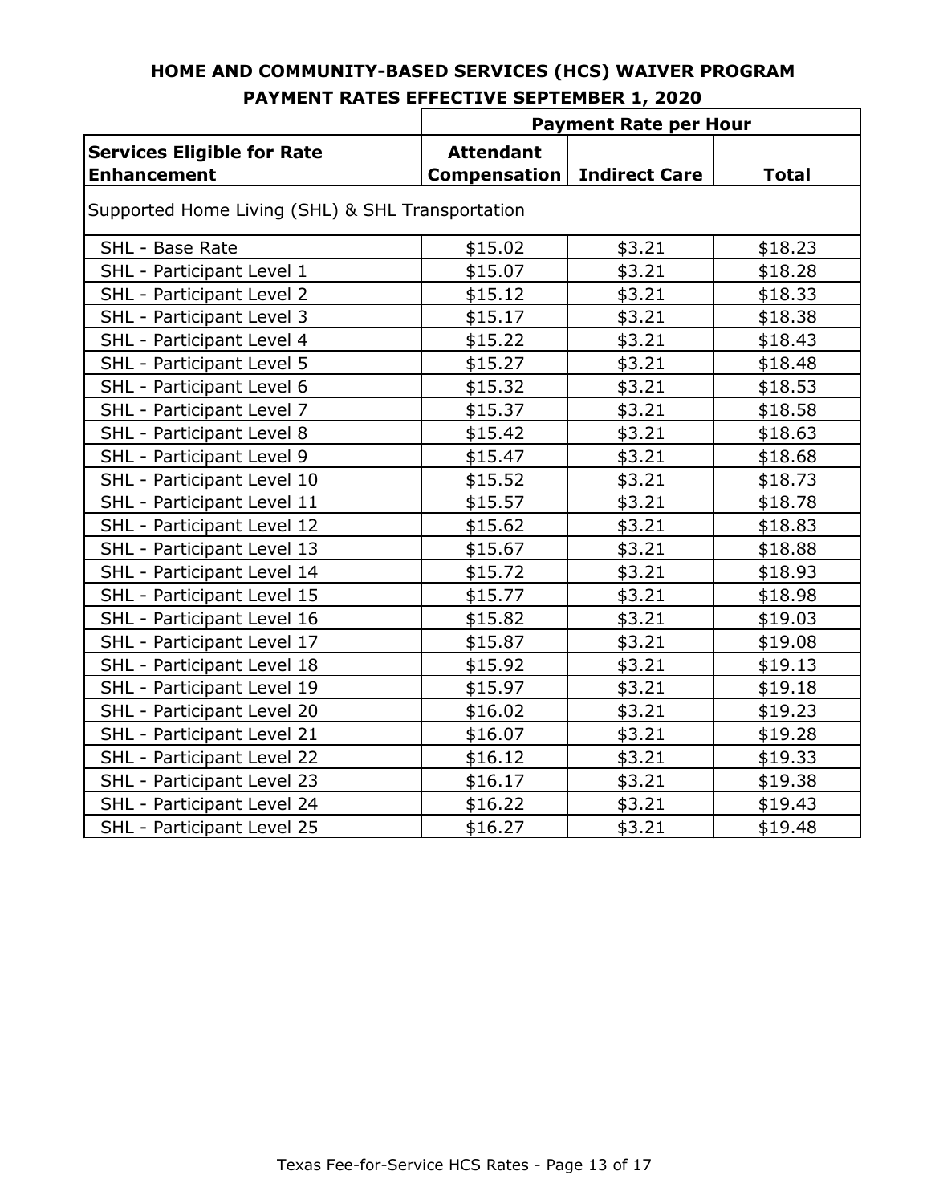## HOME AND COMMUNITY-BASED SERVICES (HCS) WAIVER PROGRAM
## PAYMENT RATES EFFECTIVE SEPTEMBER 1, 2020

| | **Payment Rate per Hour** | | |
|---|---|---|---|
| **Services Eligible for Rate Enhancement** | **Attendant Compensation** | **Indirect Care** | **Total** |
| Supported Home Living (SHL) & SHL Transportation | | | |
| SHL - Base Rate | $15.02 | $3.21 | $18.23 |
| SHL - Participant Level 1 | $15.07 | $3.21 | $18.28 |
| SHL - Participant Level 2 | $15.12 | $3.21 | $18.33 |
| SHL - Participant Level 3 | $15.17 | $3.21 | $18.38 |
| SHL - Participant Level 4 | $15.22 | $3.21 | $18.43 |
| SHL - Participant Level 5 | $15.27 | $3.21 | $18.48 |
| SHL - Participant Level 6 | $15.32 | $3.21 | $18.53 |
| SHL - Participant Level 7 | $15.37 | $3.21 | $18.58 |
| SHL - Participant Level 8 | $15.42 | $3.21 | $18.63 |
| SHL - Participant Level 9 | $15.47 | $3.21 | $18.68 |
| SHL - Participant Level 10 | $15.52 | $3.21 | $18.73 |
| SHL - Participant Level 11 | $15.57 | $3.21 | $18.78 |
| SHL - Participant Level 12 | $15.62 | $3.21 | $18.83 |
| SHL - Participant Level 13 | $15.67 | $3.21 | $18.88 |
| SHL - Participant Level 14 | $15.72 | $3.21 | $18.93 |
| SHL - Participant Level 15 | $15.77 | $3.21 | $18.98 |
| SHL - Participant Level 16 | $15.82 | $3.21 | $19.03 |
| SHL - Participant Level 17 | $15.87 | $3.21 | $19.08 |
| SHL - Participant Level 18 | $15.92 | $3.21 | $19.13 |
| SHL - Participant Level 19 | $15.97 | $3.21 | $19.18 |
| SHL - Participant Level 20 | $16.02 | $3.21 | $19.23 |
| SHL - Participant Level 21 | $16.07 | $3.21 | $19.28 |
| SHL - Participant Level 22 | $16.12 | $3.21 | $19.33 |
| SHL - Participant Level 23 | $16.17 | $3.21 | $19.38 |
| SHL - Participant Level 24 | $16.22 | $3.21 | $19.43 |
| SHL - Participant Level 25 | $16.27 | $3.21 | $19.48 |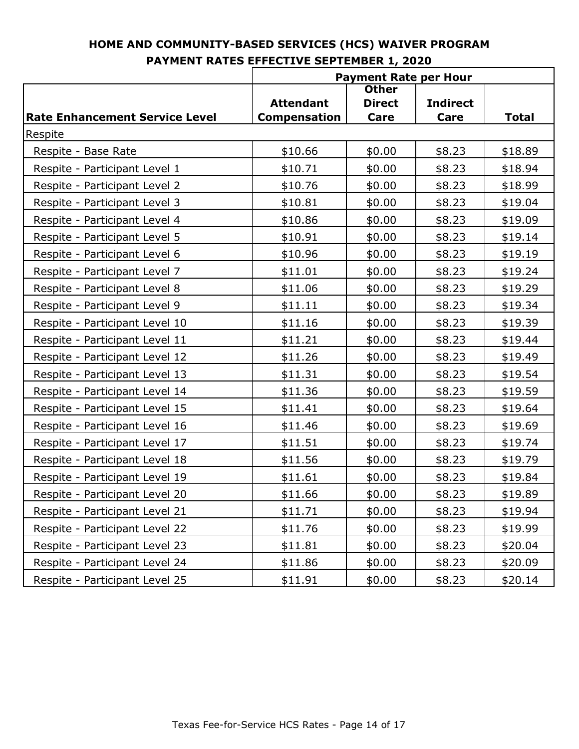## HOME AND COMMUNITY-BASED SERVICES (HCS) WAIVER PROGRAM
## PAYMENT RATES EFFECTIVE SEPTEMBER 1, 2020

| | Payment Rate per Hour | | | |
|---|---|---|---|---|
| **Rate Enhancement Service Level** | **Attendant Compensation** | **Other Direct Care** | **Indirect Care** | **Total** |
| Respite | | | | |
| Respite - Base Rate | $10.66 | $0.00 | $8.23 | $18.89 |
| Respite - Participant Level 1 | $10.71 | $0.00 | $8.23 | $18.94 |
| Respite - Participant Level 2 | $10.76 | $0.00 | $8.23 | $18.99 |
| Respite - Participant Level 3 | $10.81 | $0.00 | $8.23 | $19.04 |
| Respite - Participant Level 4 | $10.86 | $0.00 | $8.23 | $19.09 |
| Respite - Participant Level 5 | $10.91 | $0.00 | $8.23 | $19.14 |
| Respite - Participant Level 6 | $10.96 | $0.00 | $8.23 | $19.19 |
| Respite - Participant Level 7 | $11.01 | $0.00 | $8.23 | $19.24 |
| Respite - Participant Level 8 | $11.06 | $0.00 | $8.23 | $19.29 |
| Respite - Participant Level 9 | $11.11 | $0.00 | $8.23 | $19.34 |
| Respite - Participant Level 10 | $11.16 | $0.00 | $8.23 | $19.39 |
| Respite - Participant Level 11 | $11.21 | $0.00 | $8.23 | $19.44 |
| Respite - Participant Level 12 | $11.26 | $0.00 | $8.23 | $19.49 |
| Respite - Participant Level 13 | $11.31 | $0.00 | $8.23 | $19.54 |
| Respite - Participant Level 14 | $11.36 | $0.00 | $8.23 | $19.59 |
| Respite - Participant Level 15 | $11.41 | $0.00 | $8.23 | $19.64 |
| Respite - Participant Level 16 | $11.46 | $0.00 | $8.23 | $19.69 |
| Respite - Participant Level 17 | $11.51 | $0.00 | $8.23 | $19.74 |
| Respite - Participant Level 18 | $11.56 | $0.00 | $8.23 | $19.79 |
| Respite - Participant Level 19 | $11.61 | $0.00 | $8.23 | $19.84 |
| Respite - Participant Level 20 | $11.66 | $0.00 | $8.23 | $19.89 |
| Respite - Participant Level 21 | $11.71 | $0.00 | $8.23 | $19.94 |
| Respite - Participant Level 22 | $11.76 | $0.00 | $8.23 | $19.99 |
| Respite - Participant Level 23 | $11.81 | $0.00 | $8.23 | $20.04 |
| Respite - Participant Level 24 | $11.86 | $0.00 | $8.23 | $20.09 |
| Respite - Participant Level 25 | $11.91 | $0.00 | $8.23 | $20.14 |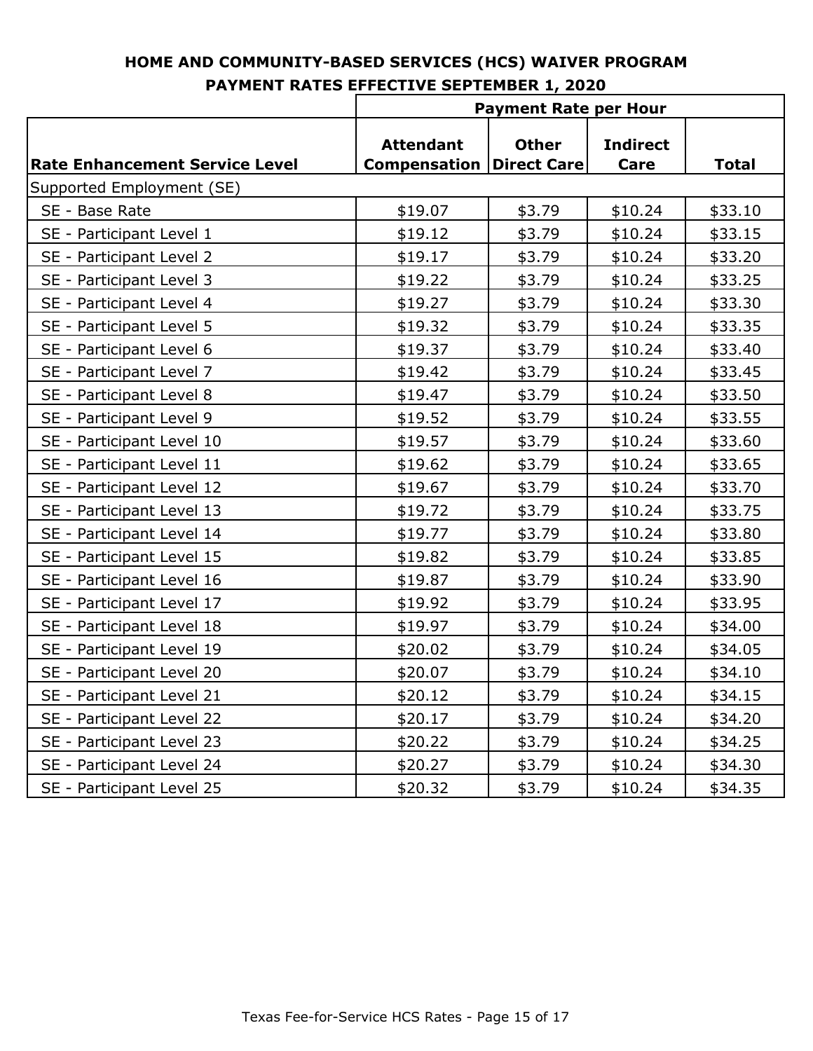**HOME AND COMMUNITY-BASED SERVICES (HCS) WAIVER PROGRAM**

**PAYMENT RATES EFFECTIVE SEPTEMBER 1, 2020**

| | Payment Rate per Hour | | | |
|---|---|---|---|---|
| **Rate Enhancement Service Level** | **Attendant Compensation** | **Other Direct Care** | **Indirect Care** | **Total** |
| Supported Employment (SE) | | | | |
| SE - Base Rate | $19.07 | $3.79 | $10.24 | $33.10 |
| SE - Participant Level 1 | $19.12 | $3.79 | $10.24 | $33.15 |
| SE - Participant Level 2 | $19.17 | $3.79 | $10.24 | $33.20 |
| SE - Participant Level 3 | $19.22 | $3.79 | $10.24 | $33.25 |
| SE - Participant Level 4 | $19.27 | $3.79 | $10.24 | $33.30 |
| SE - Participant Level 5 | $19.32 | $3.79 | $10.24 | $33.35 |
| SE - Participant Level 6 | $19.37 | $3.79 | $10.24 | $33.40 |
| SE - Participant Level 7 | $19.42 | $3.79 | $10.24 | $33.45 |
| SE - Participant Level 8 | $19.47 | $3.79 | $10.24 | $33.50 |
| SE - Participant Level 9 | $19.52 | $3.79 | $10.24 | $33.55 |
| SE - Participant Level 10 | $19.57 | $3.79 | $10.24 | $33.60 |
| SE - Participant Level 11 | $19.62 | $3.79 | $10.24 | $33.65 |
| SE - Participant Level 12 | $19.67 | $3.79 | $10.24 | $33.70 |
| SE - Participant Level 13 | $19.72 | $3.79 | $10.24 | $33.75 |
| SE - Participant Level 14 | $19.77 | $3.79 | $10.24 | $33.80 |
| SE - Participant Level 15 | $19.82 | $3.79 | $10.24 | $33.85 |
| SE - Participant Level 16 | $19.87 | $3.79 | $10.24 | $33.90 |
| SE - Participant Level 17 | $19.92 | $3.79 | $10.24 | $33.95 |
| SE - Participant Level 18 | $19.97 | $3.79 | $10.24 | $34.00 |
| SE - Participant Level 19 | $20.02 | $3.79 | $10.24 | $34.05 |
| SE - Participant Level 20 | $20.07 | $3.79 | $10.24 | $34.10 |
| SE - Participant Level 21 | $20.12 | $3.79 | $10.24 | $34.15 |
| SE - Participant Level 22 | $20.17 | $3.79 | $10.24 | $34.20 |
| SE - Participant Level 23 | $20.22 | $3.79 | $10.24 | $34.25 |
| SE - Participant Level 24 | $20.27 | $3.79 | $10.24 | $34.30 |
| SE - Participant Level 25 | $20.32 | $3.79 | $10.24 | $34.35 |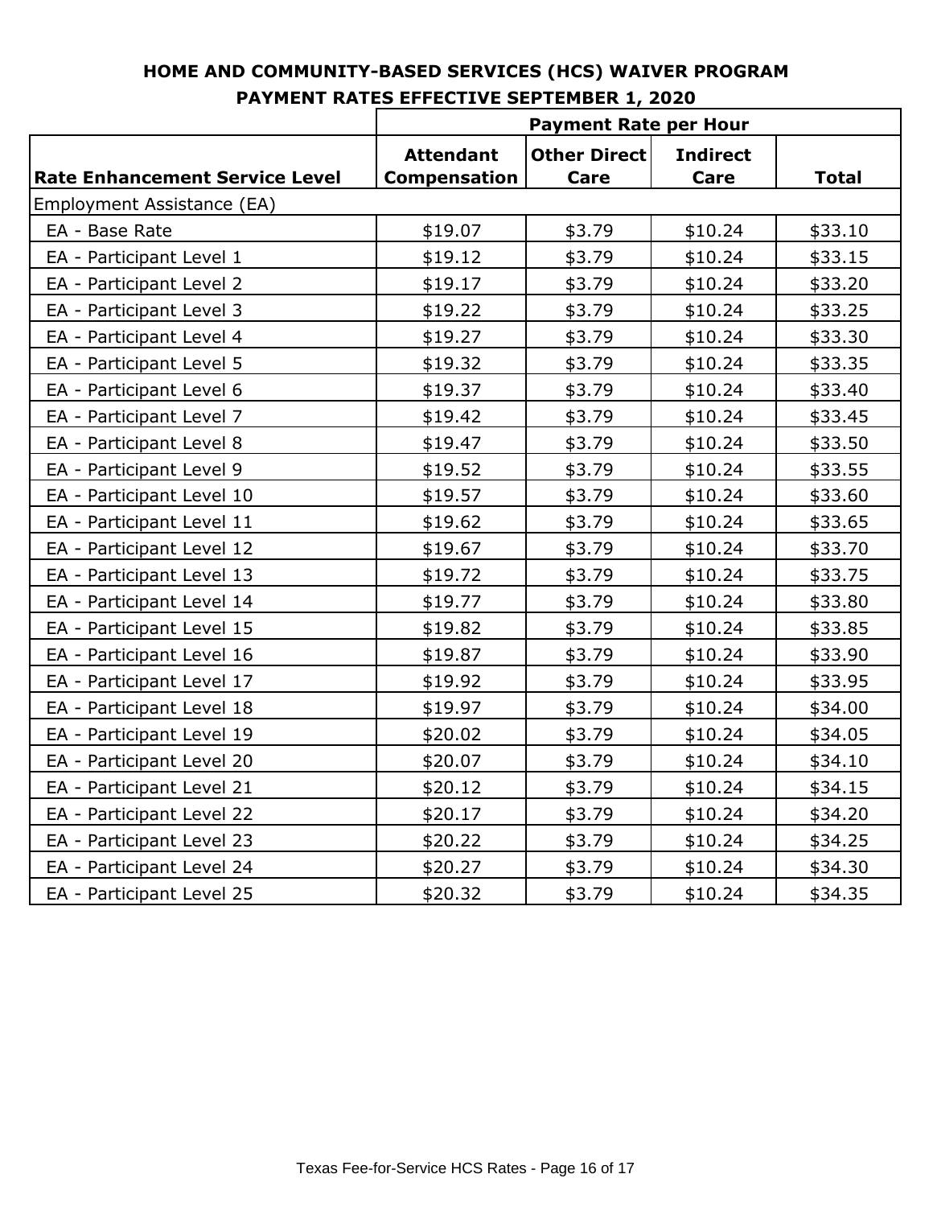# HOME AND COMMUNITY-BASED SERVICES (HCS) WAIVER PROGRAM

## PAYMENT RATES EFFECTIVE SEPTEMBER 1, 2020

| | Payment Rate per Hour | | | |
|---|---|---|---|---|
| **Rate Enhancement Service Level** | **Attendant Compensation** | **Other Direct Care** | **Indirect Care** | **Total** |
| Employment Assistance (EA) | | | | |
| EA - Base Rate | $19.07 | $3.79 | $10.24 | $33.10 |
| EA - Participant Level 1 | $19.12 | $3.79 | $10.24 | $33.15 |
| EA - Participant Level 2 | $19.17 | $3.79 | $10.24 | $33.20 |
| EA - Participant Level 3 | $19.22 | $3.79 | $10.24 | $33.25 |
| EA - Participant Level 4 | $19.27 | $3.79 | $10.24 | $33.30 |
| EA - Participant Level 5 | $19.32 | $3.79 | $10.24 | $33.35 |
| EA - Participant Level 6 | $19.37 | $3.79 | $10.24 | $33.40 |
| EA - Participant Level 7 | $19.42 | $3.79 | $10.24 | $33.45 |
| EA - Participant Level 8 | $19.47 | $3.79 | $10.24 | $33.50 |
| EA - Participant Level 9 | $19.52 | $3.79 | $10.24 | $33.55 |
| EA - Participant Level 10 | $19.57 | $3.79 | $10.24 | $33.60 |
| EA - Participant Level 11 | $19.62 | $3.79 | $10.24 | $33.65 |
| EA - Participant Level 12 | $19.67 | $3.79 | $10.24 | $33.70 |
| EA - Participant Level 13 | $19.72 | $3.79 | $10.24 | $33.75 |
| EA - Participant Level 14 | $19.77 | $3.79 | $10.24 | $33.80 |
| EA - Participant Level 15 | $19.82 | $3.79 | $10.24 | $33.85 |
| EA - Participant Level 16 | $19.87 | $3.79 | $10.24 | $33.90 |
| EA - Participant Level 17 | $19.92 | $3.79 | $10.24 | $33.95 |
| EA - Participant Level 18 | $19.97 | $3.79 | $10.24 | $34.00 |
| EA - Participant Level 19 | $20.02 | $3.79 | $10.24 | $34.05 |
| EA - Participant Level 20 | $20.07 | $3.79 | $10.24 | $34.10 |
| EA - Participant Level 21 | $20.12 | $3.79 | $10.24 | $34.15 |
| EA - Participant Level 22 | $20.17 | $3.79 | $10.24 | $34.20 |
| EA - Participant Level 23 | $20.22 | $3.79 | $10.24 | $34.25 |
| EA - Participant Level 24 | $20.27 | $3.79 | $10.24 | $34.30 |
| EA - Participant Level 25 | $20.32 | $3.79 | $10.24 | $34.35 |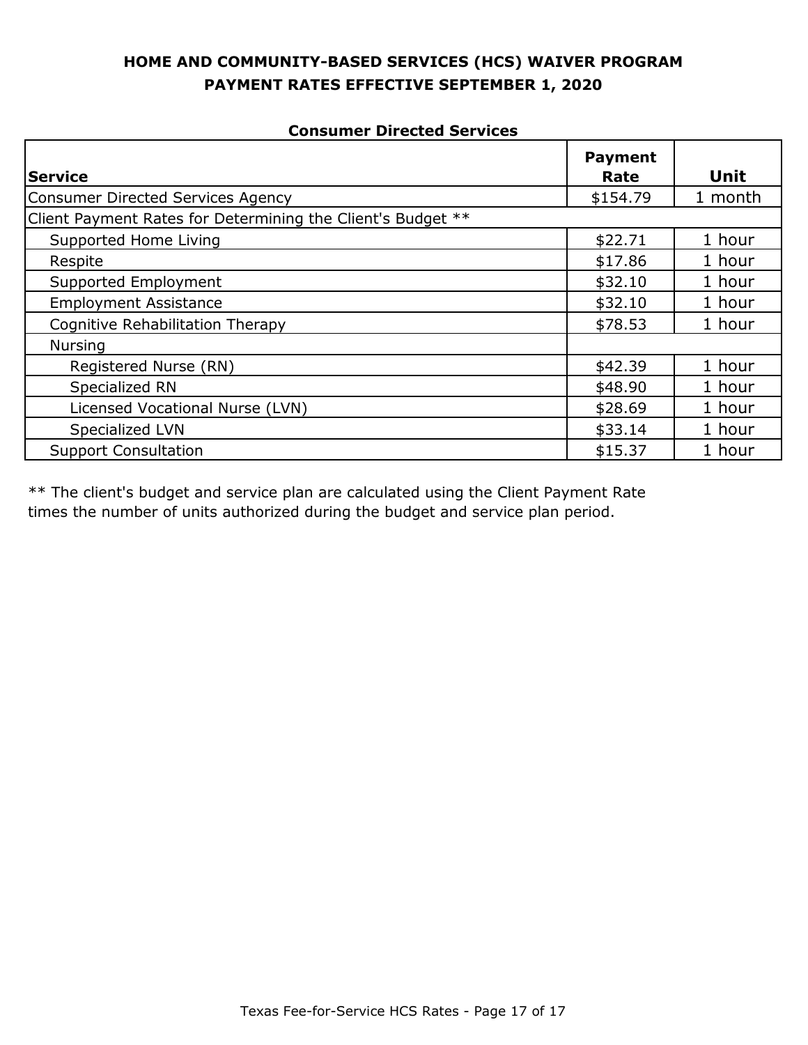# HOME AND COMMUNITY-BASED SERVICES (HCS) WAIVER PROGRAM

## PAYMENT RATES EFFECTIVE SEPTEMBER 1, 2020

### Consumer Directed Services

| Service | Payment Rate | Unit |
|---|---|---|
| Consumer Directed Services Agency | $154.79 | 1 month |
| Client Payment Rates for Determining the Client's Budget ** | | |
| Supported Home Living | $22.71 | 1 hour |
| Respite | $17.86 | 1 hour |
| Supported Employment | $32.10 | 1 hour |
| Employment Assistance | $32.10 | 1 hour |
| Cognitive Rehabilitation Therapy | $78.53 | 1 hour |
| Nursing | | |
| Registered Nurse (RN) | $42.39 | 1 hour |
| Specialized RN | $48.90 | 1 hour |
| Licensed Vocational Nurse (LVN) | $28.69 | 1 hour |
| Specialized LVN | $33.14 | 1 hour |
| Support Consultation | $15.37 | 1 hour |

** The client's budget and service plan are calculated using the Client Payment Rate times the number of units authorized during the budget and service plan period.